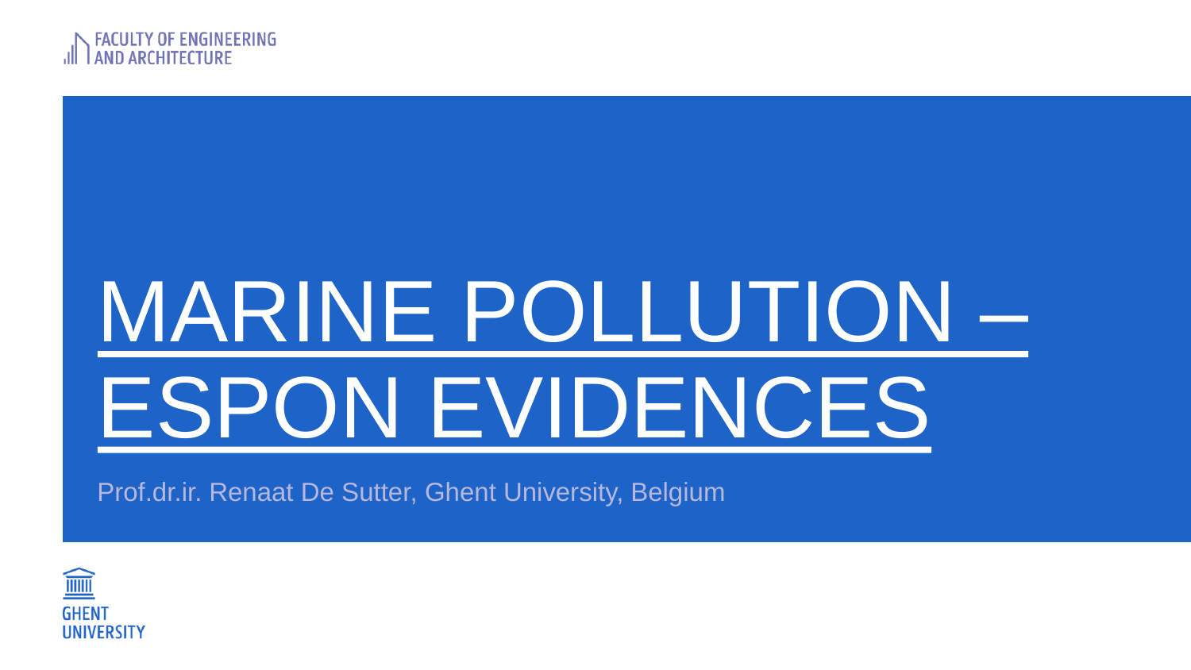FACULTY OF ENGINEERING AND ARCHITECTURE

# MARINE POLLUTION – ESPON EVIDENCES

Prof.dr.ir. Renaat De Sutter, Ghent University, Belgium

GHENT UNIVERSITY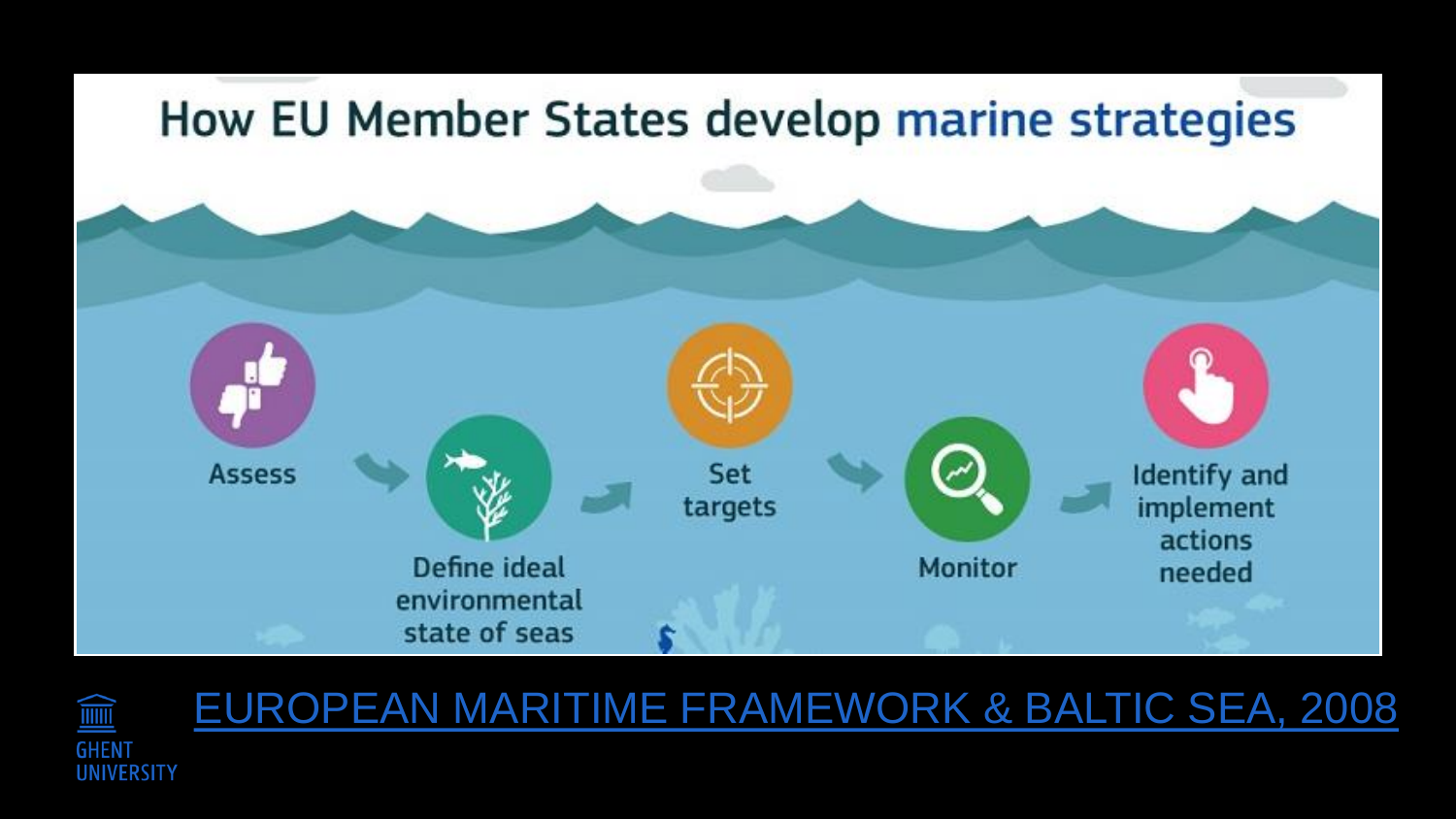# How EU Member States develop marine strategies

- Assess
- Define ideal environmental state of seas
- Set targets
- Monitor
- Identify and implement actions needed

EUROPEAN MARITIME FRAMEWORK & BALTIC SEA, 2008

GHENT UNIVERSITY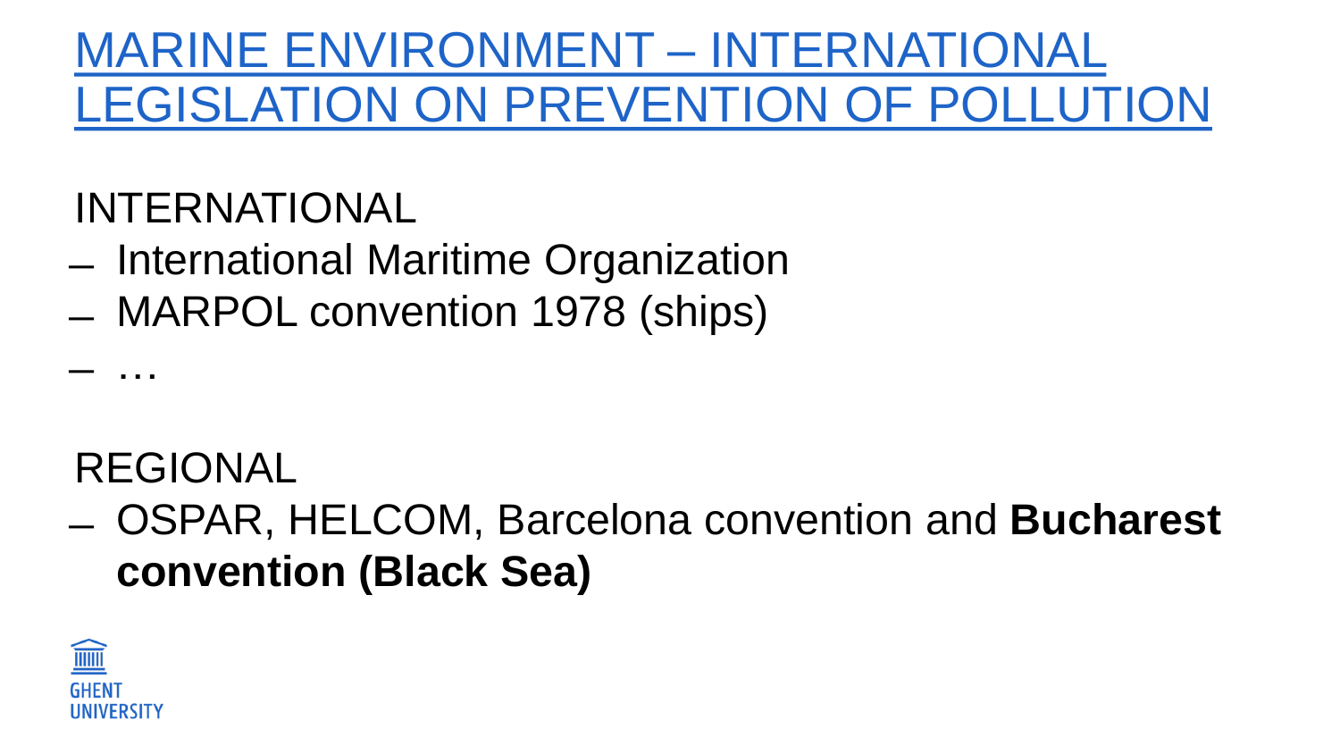# MARINE ENVIRONMENT – INTERNATIONAL LEGISLATION ON PREVENTION OF POLLUTION

INTERNATIONAL

- International Maritime Organization
- MARPOL convention 1978 (ships)
- …

REGIONAL

- OSPAR, HELCOM, Barcelona convention and **Bucharest convention (Black Sea)**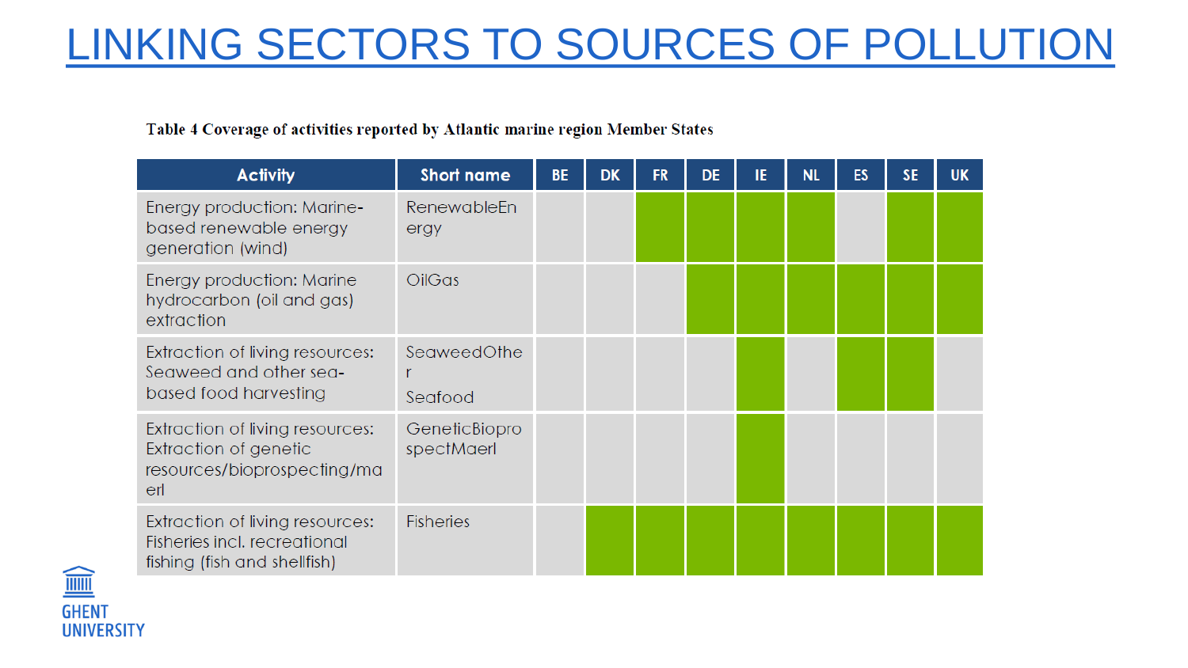# LINKING SECTORS TO SOURCES OF POLLUTION

**Table 4 Coverage of activities reported by Atlantic marine region Member States**

| Activity | Short name | BE | DK | FR | DE | IE | NL | ES | SE | UK |
|---|---|---|---|---|---|---|---|---|---|---|
| Energy production: Marine-based renewable energy generation (wind) | RenewableEnergy | | | X | X | X | X | | X | X |
| Energy production: Marine hydrocarbon (oil and gas) extraction | OilGas | | | | X | X | X | X | X | X |
| Extraction of living resources: Seaweed and other sea-based food harvesting | SeaweedOther<br>Seafood | | | | | X | | X | X | |
| Extraction of living resources: Extraction of genetic resources/bioprospecting/maerl | GeneticBioprospectMaerl | | | | | X | | | | |
| Extraction of living resources: Fisheries incl. recreational fishing (fish and shellfish) | Fisheries | | X | X | X | X | X | X | X | X |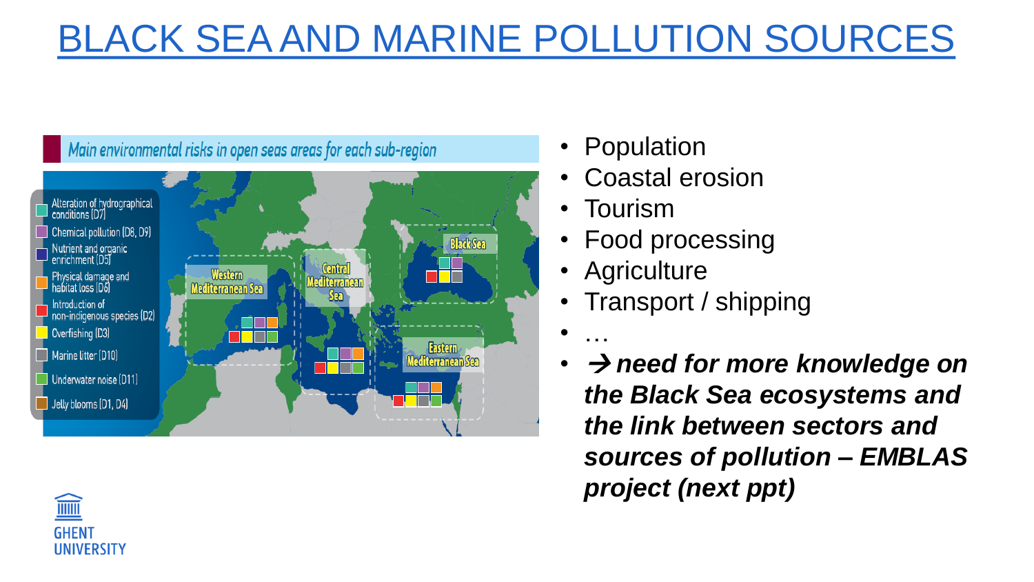# BLACK SEA AND MARINE POLLUTION SOURCES

Main environmental risks in open seas areas for each sub-region

- Alteration of hydrographical conditions (D7)
- Chemical pollution (D8, D9)
- Nutrient and organic enrichment (D5)
- Physical damage and habitat loss (D6)
- Introduction of non-indigenous species (D2)
- Overfishing (D3)
- Marine litter (D10)
- Underwater noise (D11)
- Jelly blooms (D1, D4)

Western Mediterranean Sea — Central Mediterranean Sea — Black Sea — Eastern Mediterranean Sea

- Population
- Coastal erosion
- Tourism
- Food processing
- Agriculture
- Transport / shipping
- …
- → ***need for more knowledge on the Black Sea ecosystems and the link between sectors and sources of pollution – EMBLAS project (next ppt)***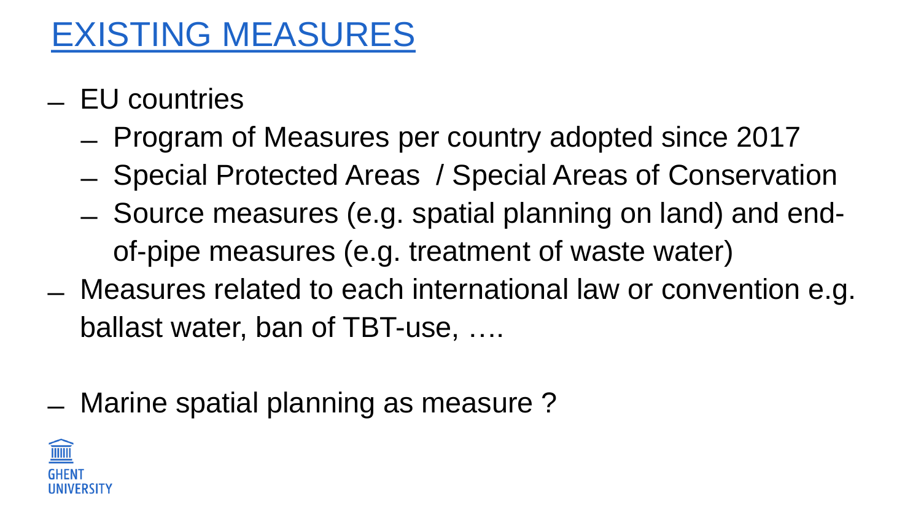# EXISTING MEASURES

- EU countries
  - Program of Measures per country adopted since 2017
  - Special Protected Areas / Special Areas of Conservation
  - Source measures (e.g. spatial planning on land) and end-of-pipe measures (e.g. treatment of waste water)
- Measures related to each international law or convention e.g. ballast water, ban of TBT-use, ….

- Marine spatial planning as measure ?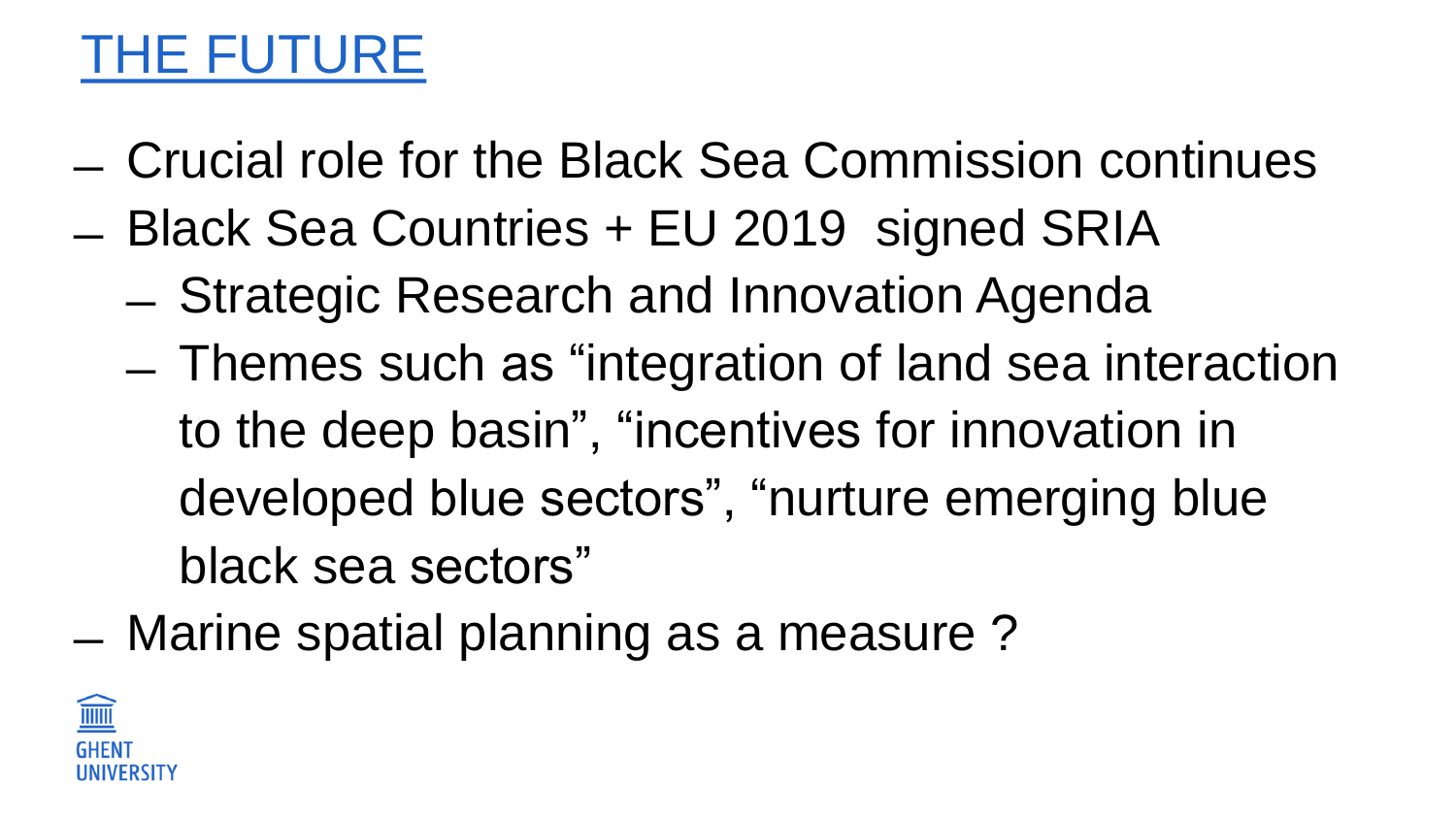# THE FUTURE

- Crucial role for the Black Sea Commission continues
- Black Sea Countries + EU 2019 signed SRIA
  - Strategic Research and Innovation Agenda
  - Themes such as “integration of land sea interaction to the deep basin”, “incentives for innovation in developed blue sectors”, “nurture emerging blue black sea sectors”
- Marine spatial planning as a measure ?

GHENT UNIVERSITY